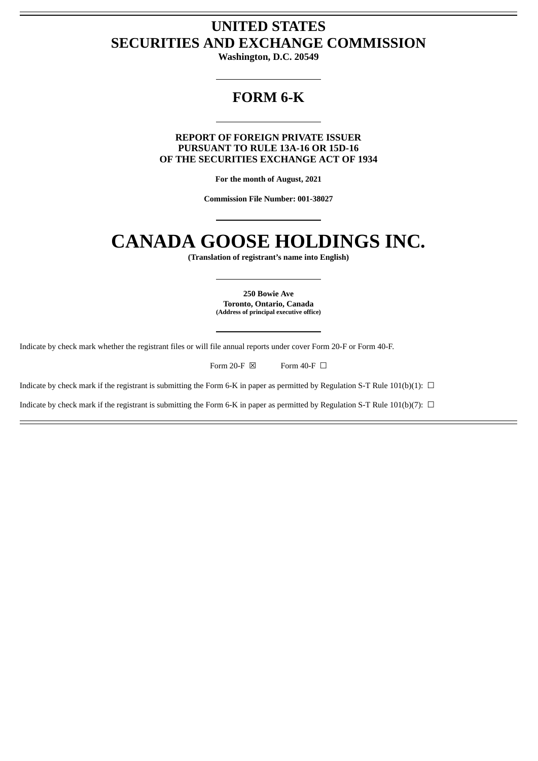# UNITED STATES
# SECURITIES AND EXCHANGE COMMISSION

**Washington, D.C. 20549**

---

## FORM 6-K

---

**REPORT OF FOREIGN PRIVATE ISSUER**
**PURSUANT TO RULE 13A-16 OR 15D-16**
**OF THE SECURITIES EXCHANGE ACT OF 1934**

**For the month of August, 2021**

**Commission File Number: 001-38027**

---

# CANADA GOOSE HOLDINGS INC.

**(Translation of registrant's name into English)**

---

**250 Bowie Ave**
**Toronto, Ontario, Canada**
**(Address of principal executive office)**

---

Indicate by check mark whether the registrant files or will file annual reports under cover Form 20-F or Form 40-F.

Form 20-F ☒ Form 40-F ☐

Indicate by check mark if the registrant is submitting the Form 6-K in paper as permitted by Regulation S-T Rule 101(b)(1): ☐

Indicate by check mark if the registrant is submitting the Form 6-K in paper as permitted by Regulation S-T Rule 101(b)(7): ☐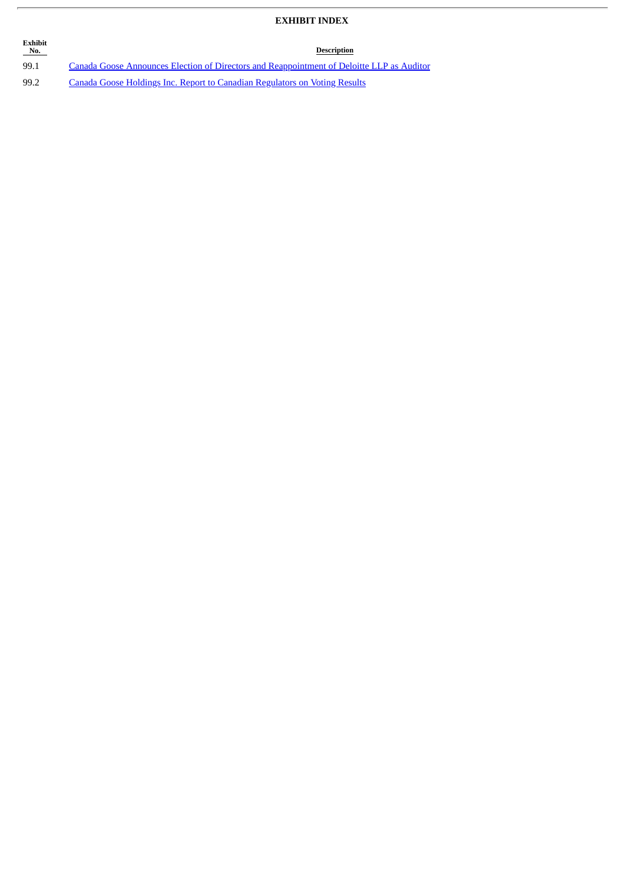# EXHIBIT INDEX

| Exhibit No. | Description |
| --- | --- |
| 99.1 | Canada Goose Announces Election of Directors and Reappointment of Deloitte LLP as Auditor |
| 99.2 | Canada Goose Holdings Inc. Report to Canadian Regulators on Voting Results |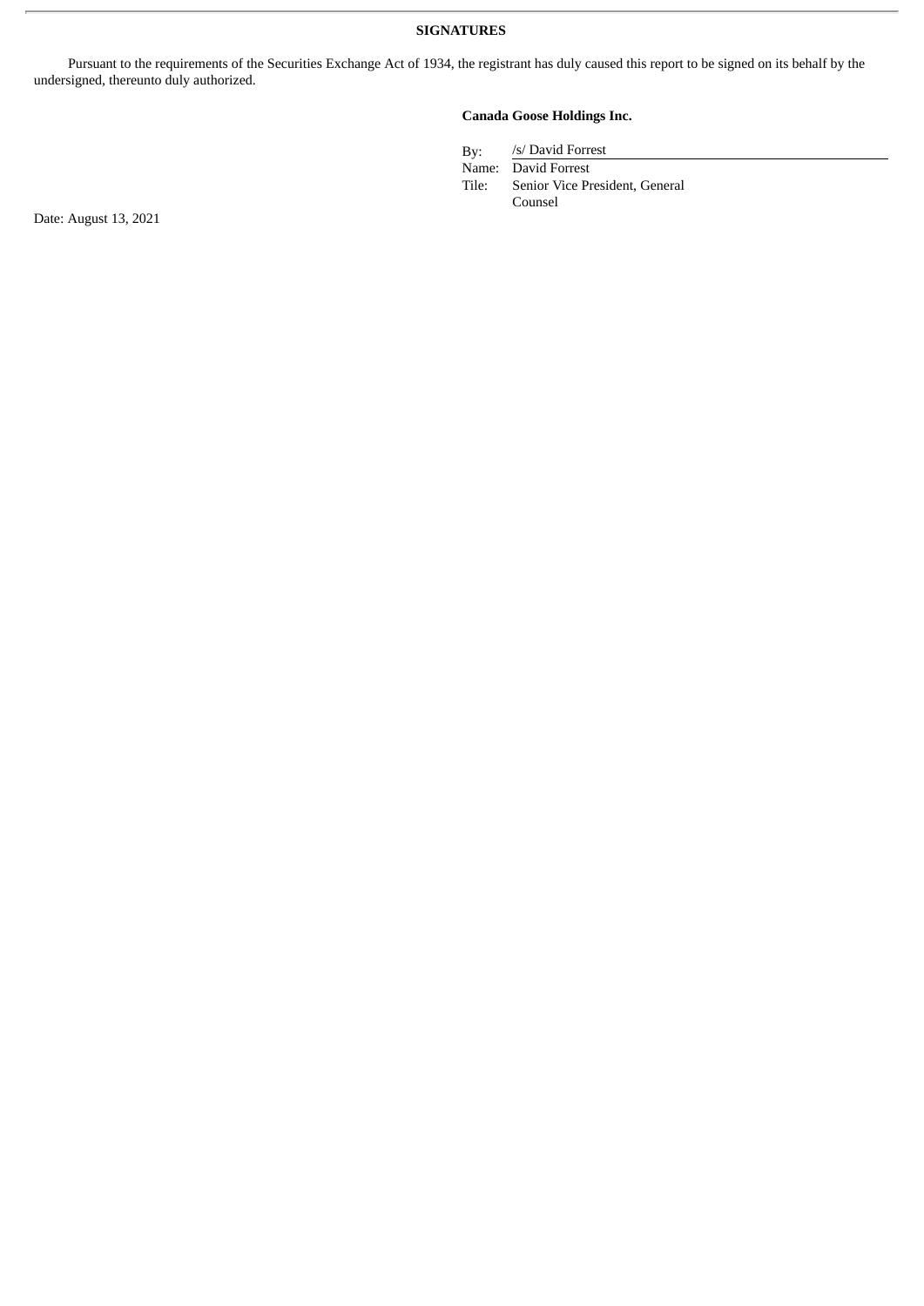**SIGNATURES**

Pursuant to the requirements of the Securities Exchange Act of 1934, the registrant has duly caused this report to be signed on its behalf by the undersigned, thereunto duly authorized.

**Canada Goose Holdings Inc.**

By: /s/ David Forrest
Name: David Forrest
Tile: Senior Vice President, General Counsel

Date: August 13, 2021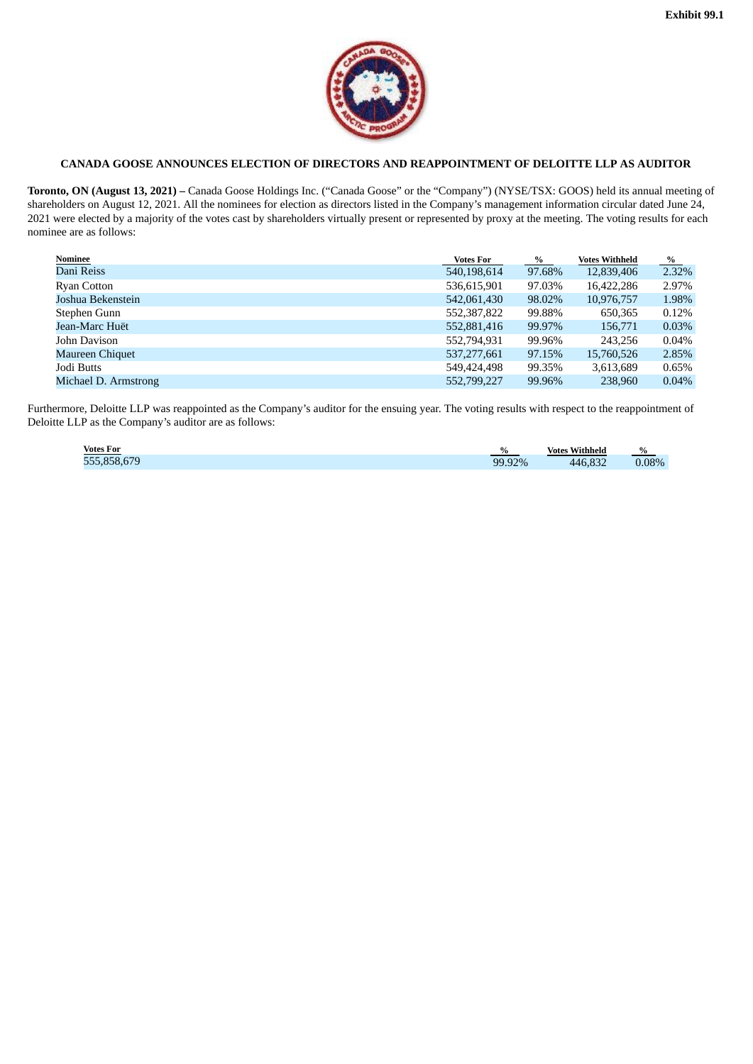Exhibit 99.1

## CANADA GOOSE ANNOUNCES ELECTION OF DIRECTORS AND REAPPOINTMENT OF DELOITTE LLP AS AUDITOR

**Toronto, ON (August 13, 2021) –** Canada Goose Holdings Inc. ("Canada Goose" or the "Company") (NYSE/TSX: GOOS) held its annual meeting of shareholders on August 12, 2021. All the nominees for election as directors listed in the Company's management information circular dated June 24, 2021 were elected by a majority of the votes cast by shareholders virtually present or represented by proxy at the meeting. The voting results for each nominee are as follows:

| Nominee | Votes For | % | Votes Withheld | % |
|---|---|---|---|---|
| Dani Reiss | 540,198,614 | 97.68% | 12,839,406 | 2.32% |
| Ryan Cotton | 536,615,901 | 97.03% | 16,422,286 | 2.97% |
| Joshua Bekenstein | 542,061,430 | 98.02% | 10,976,757 | 1.98% |
| Stephen Gunn | 552,387,822 | 99.88% | 650,365 | 0.12% |
| Jean-Marc Huët | 552,881,416 | 99.97% | 156,771 | 0.03% |
| John Davison | 552,794,931 | 99.96% | 243,256 | 0.04% |
| Maureen Chiquet | 537,277,661 | 97.15% | 15,760,526 | 2.85% |
| Jodi Butts | 549,424,498 | 99.35% | 3,613,689 | 0.65% |
| Michael D. Armstrong | 552,799,227 | 99.96% | 238,960 | 0.04% |

Furthermore, Deloitte LLP was reappointed as the Company's auditor for the ensuing year. The voting results with respect to the reappointment of Deloitte LLP as the Company's auditor are as follows:

| Votes For | % | Votes Withheld | % |
|---|---|---|---|
| 555,858,679 | 99.92% | 446,832 | 0.08% |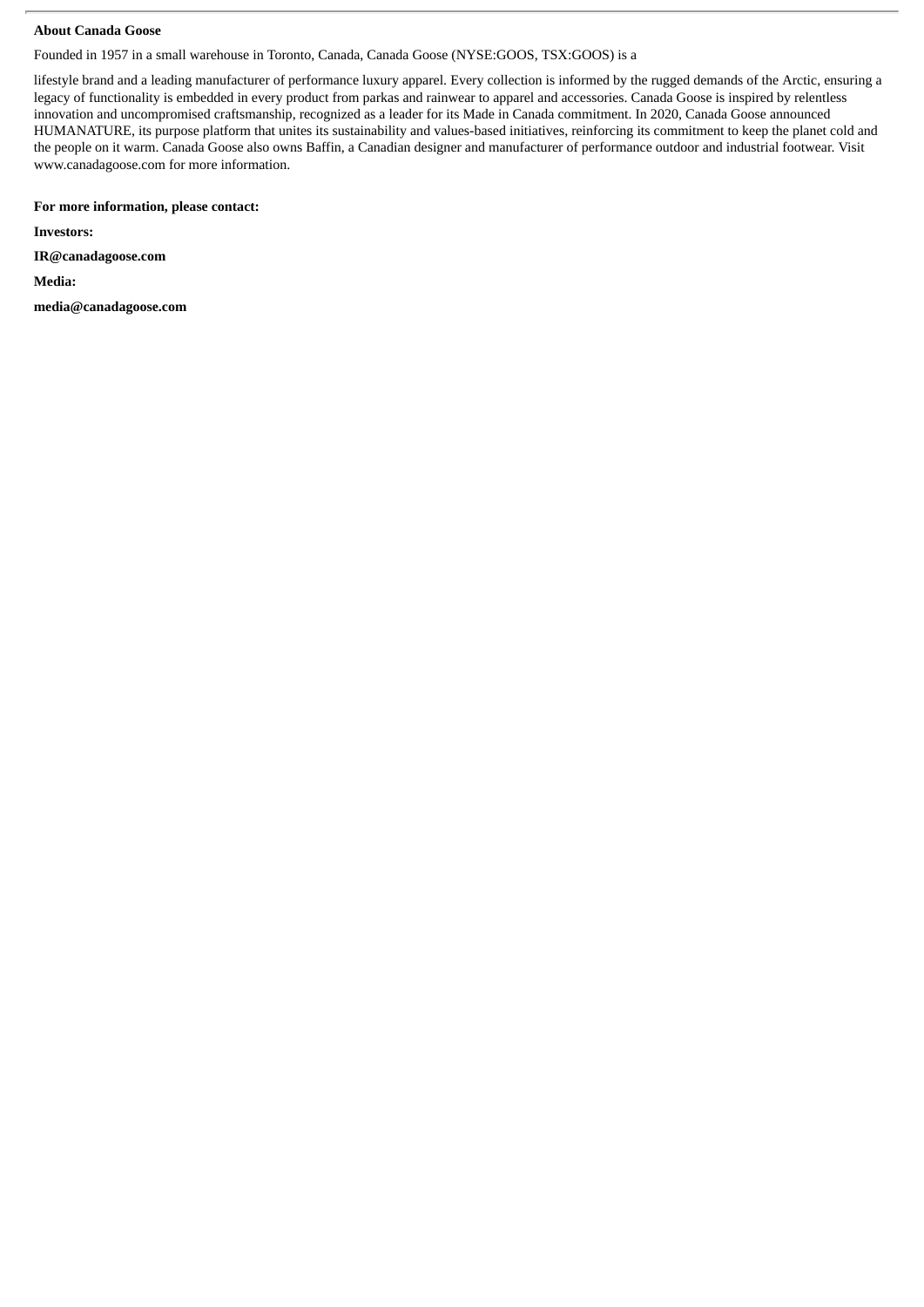**About Canada Goose**

Founded in 1957 in a small warehouse in Toronto, Canada, Canada Goose (NYSE:GOOS, TSX:GOOS) is a

lifestyle brand and a leading manufacturer of performance luxury apparel. Every collection is informed by the rugged demands of the Arctic, ensuring a legacy of functionality is embedded in every product from parkas and rainwear to apparel and accessories. Canada Goose is inspired by relentless innovation and uncompromised craftsmanship, recognized as a leader for its Made in Canada commitment. In 2020, Canada Goose announced HUMANATURE, its purpose platform that unites its sustainability and values-based initiatives, reinforcing its commitment to keep the planet cold and the people on it warm. Canada Goose also owns Baffin, a Canadian designer and manufacturer of performance outdoor and industrial footwear. Visit www.canadagoose.com for more information.

**For more information, please contact:**

**Investors:**

**IR@canadagoose.com**

**Media:**

**media@canadagoose.com**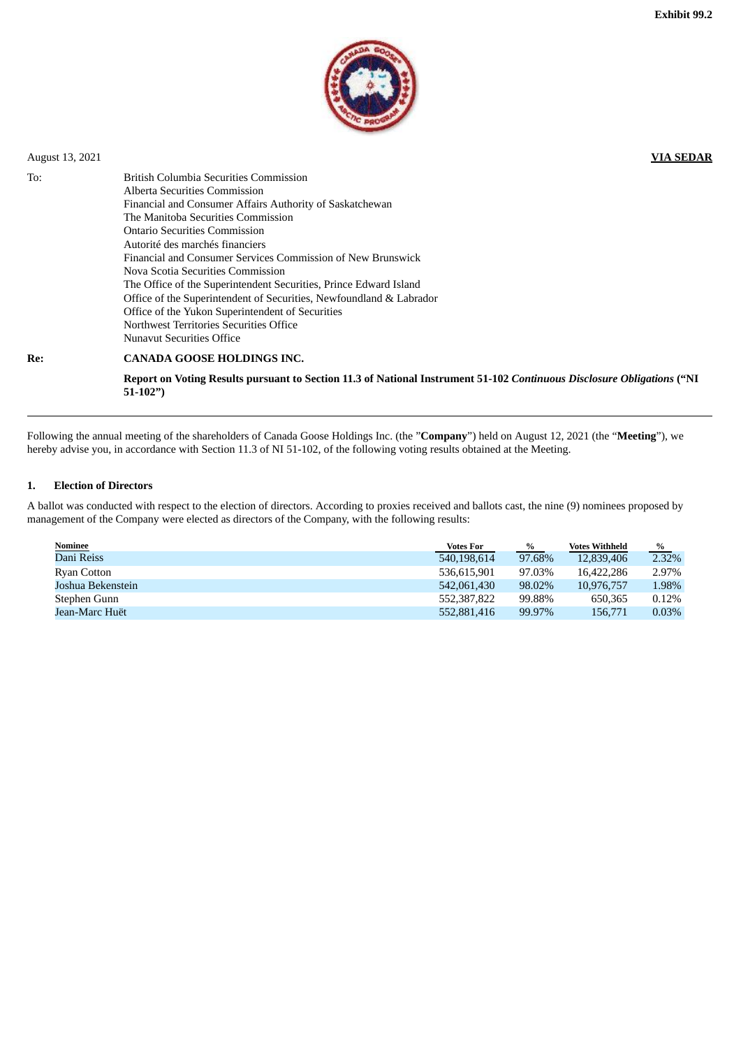Exhibit 99.2

August 13, 2021

**VIA SEDAR**

To: British Columbia Securities Commission
Alberta Securities Commission
Financial and Consumer Affairs Authority of Saskatchewan
The Manitoba Securities Commission
Ontario Securities Commission
Autorité des marchés financiers
Financial and Consumer Services Commission of New Brunswick
Nova Scotia Securities Commission
The Office of the Superintendent Securities, Prince Edward Island
Office of the Superintendent of Securities, Newfoundland & Labrador
Office of the Yukon Superintendent of Securities
Northwest Territories Securities Office
Nunavut Securities Office

**Re: CANADA GOOSE HOLDINGS INC.**

**Report on Voting Results pursuant to Section 11.3 of National Instrument 51-102 *Continuous Disclosure Obligations* ("NI 51-102")**

---

Following the annual meeting of the shareholders of Canada Goose Holdings Inc. (the "**Company**") held on August 12, 2021 (the "**Meeting**"), we hereby advise you, in accordance with Section 11.3 of NI 51-102, of the following voting results obtained at the Meeting.

## 1. Election of Directors

A ballot was conducted with respect to the election of directors. According to proxies received and ballots cast, the nine (9) nominees proposed by management of the Company were elected as directors of the Company, with the following results:

| Nominee | Votes For | % | Votes Withheld | % |
|---|---|---|---|---|
| Dani Reiss | 540,198,614 | 97.68% | 12,839,406 | 2.32% |
| Ryan Cotton | 536,615,901 | 97.03% | 16,422,286 | 2.97% |
| Joshua Bekenstein | 542,061,430 | 98.02% | 10,976,757 | 1.98% |
| Stephen Gunn | 552,387,822 | 99.88% | 650,365 | 0.12% |
| Jean-Marc Huët | 552,881,416 | 99.97% | 156,771 | 0.03% |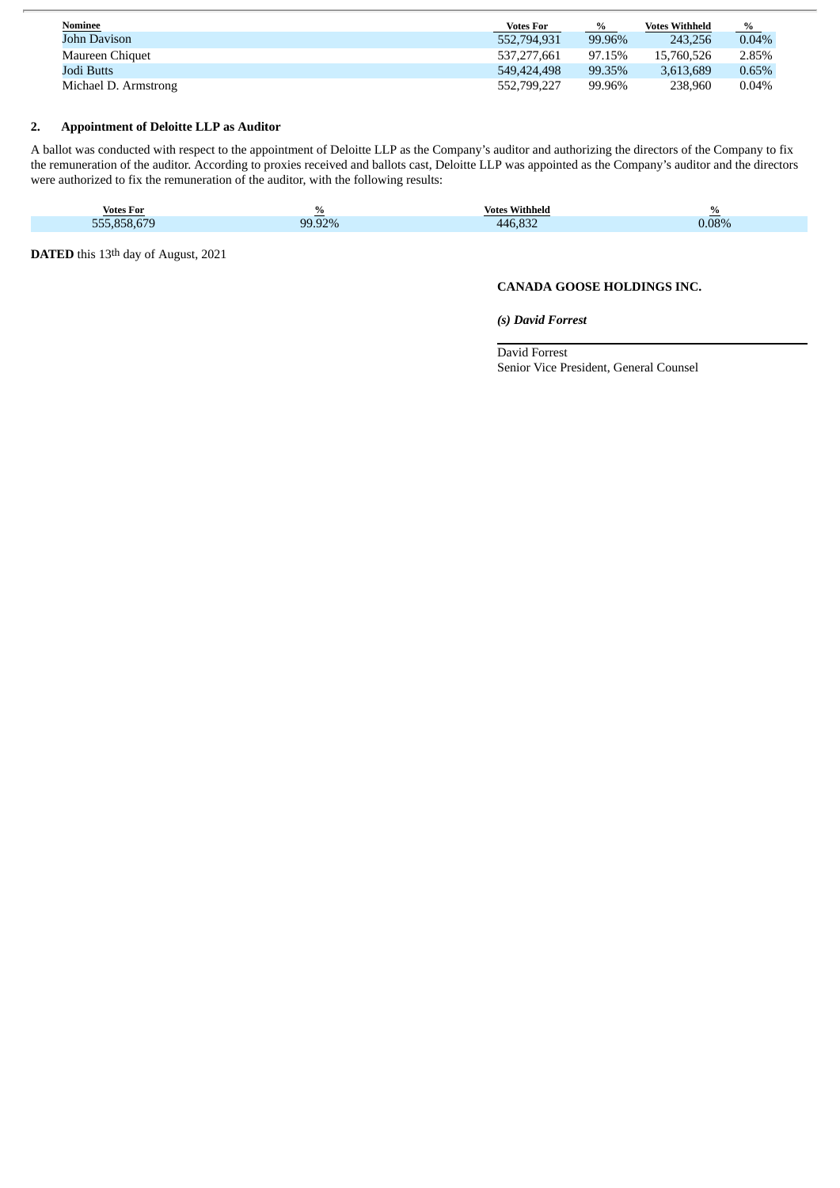| Nominee | Votes For | % | Votes Withheld | % |
| --- | --- | --- | --- | --- |
| John Davison | 552,794,931 | 99.96% | 243,256 | 0.04% |
| Maureen Chiquet | 537,277,661 | 97.15% | 15,760,526 | 2.85% |
| Jodi Butts | 549,424,498 | 99.35% | 3,613,689 | 0.65% |
| Michael D. Armstrong | 552,799,227 | 99.96% | 238,960 | 0.04% |

## 2. Appointment of Deloitte LLP as Auditor

A ballot was conducted with respect to the appointment of Deloitte LLP as the Company's auditor and authorizing the directors of the Company to fix the remuneration of the auditor. According to proxies received and ballots cast, Deloitte LLP was appointed as the Company's auditor and the directors were authorized to fix the remuneration of the auditor, with the following results:

| Votes For | % | Votes Withheld | % |
| --- | --- | --- | --- |
| 555,858,679 | 99.92% | 446,832 | 0.08% |

**DATED** this 13th day of August, 2021

**CANADA GOOSE HOLDINGS INC.**

***(s) David Forrest***

David Forrest
Senior Vice President, General Counsel